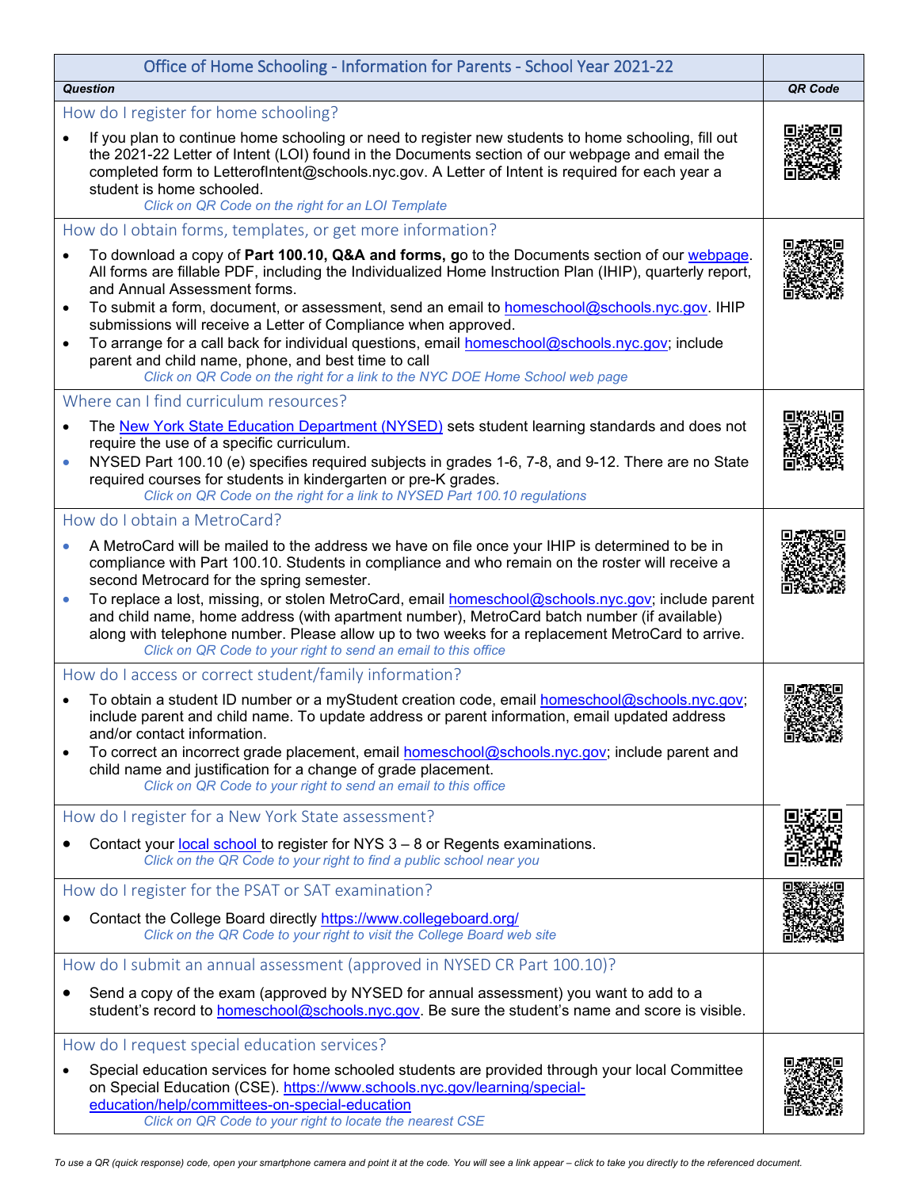# Office of Home Schooling - Information for Parents - School Year 2021-22

| *Question* | *QR Code* |
|---|---|

## How do I register for home schooling?

- If you plan to continue home schooling or need to register new students to home schooling, fill out the 2021-22 Letter of Intent (LOI) found in the Documents section of our webpage and email the completed form to LetterofIntent@schools.nyc.gov. A Letter of Intent is required for each year a student is home schooled.

*Click on QR Code on the right for an LOI Template*

## How do I obtain forms, templates, or get more information?

- To download a copy of **Part 100.10, Q&A and forms, g**o to the Documents section of our webpage. All forms are fillable PDF, including the Individualized Home Instruction Plan (IHIP), quarterly report, and Annual Assessment forms.
- To submit a form, document, or assessment, send an email to homeschool@schools.nyc.gov. IHIP submissions will receive a Letter of Compliance when approved.
- To arrange for a call back for individual questions, email homeschool@schools.nyc.gov; include parent and child name, phone, and best time to call

*Click on QR Code on the right for a link to the NYC DOE Home School web page*

## Where can I find curriculum resources?

- The New York State Education Department (NYSED) sets student learning standards and does not require the use of a specific curriculum.
- NYSED Part 100.10 (e) specifies required subjects in grades 1-6, 7-8, and 9-12. There are no State required courses for students in kindergarten or pre-K grades.

*Click on QR Code on the right for a link to NYSED Part 100.10 regulations*

## How do I obtain a MetroCard?

- A MetroCard will be mailed to the address we have on file once your IHIP is determined to be in compliance with Part 100.10. Students in compliance and who remain on the roster will receive a second Metrocard for the spring semester.
- To replace a lost, missing, or stolen MetroCard, email homeschool@schools.nyc.gov; include parent and child name, home address (with apartment number), MetroCard batch number (if available) along with telephone number. Please allow up to two weeks for a replacement MetroCard to arrive.

*Click on QR Code to your right to send an email to this office*

## How do I access or correct student/family information?

- To obtain a student ID number or a myStudent creation code, email homeschool@schools.nyc.gov; include parent and child name. To update address or parent information, email updated address and/or contact information.
- To correct an incorrect grade placement, email homeschool@schools.nyc.gov; include parent and child name and justification for a change of grade placement.

*Click on QR Code to your right to send an email to this office*

## How do I register for a New York State assessment?

- Contact your local school to register for NYS 3 – 8 or Regents examinations.

*Click on the QR Code to your right to find a public school near you*

## How do I register for the PSAT or SAT examination?

- Contact the College Board directly https://www.collegeboard.org/

*Click on the QR Code to your right to visit the College Board web site*

## How do I submit an annual assessment (approved in NYSED CR Part 100.10)?

- Send a copy of the exam (approved by NYSED for annual assessment) you want to add to a student's record to homeschool@schools.nyc.gov. Be sure the student's name and score is visible.

## How do I request special education services?

- Special education services for home schooled students are provided through your local Committee on Special Education (CSE). https://www.schools.nyc.gov/learning/special-education/help/committees-on-special-education

*Click on QR Code to your right to locate the nearest CSE*

*To use a QR (quick response) code, open your smartphone camera and point it at the code. You will see a link appear – click to take you directly to the referenced document.*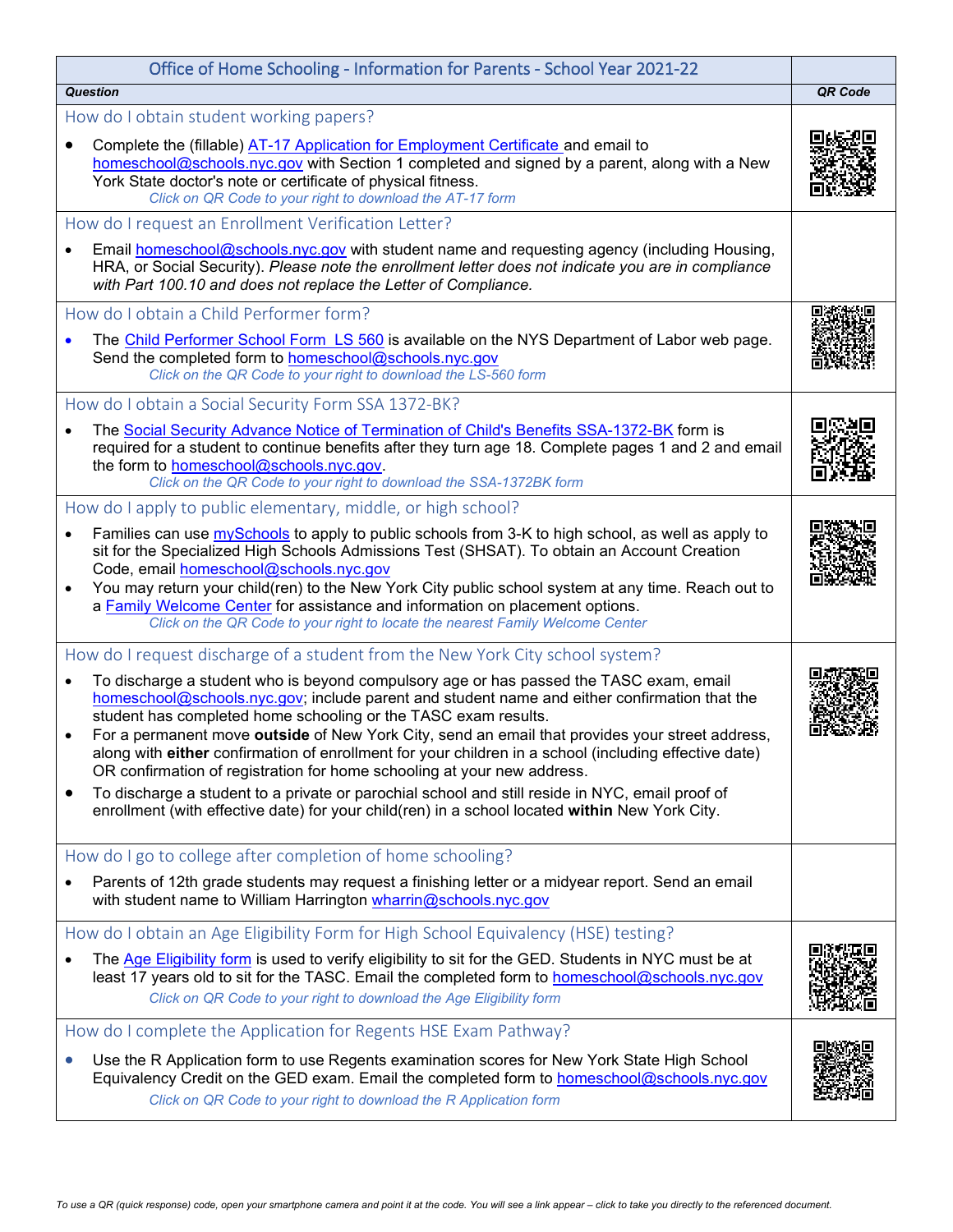| Office of Home Schooling - Information for Parents - School Year 2021-22 | |
| --- | --- |
| ***Question*** | ***QR Code*** |
| How do I obtain student working papers?<br>• Complete the (fillable) AT-17 Application for Employment Certificate and email to homeschool@schools.nyc.gov with Section 1 completed and signed by a parent, along with a New York State doctor's note or certificate of physical fitness.<br>*Click on QR Code to your right to download the AT-17 form* | |
| How do I request an Enrollment Verification Letter?<br>• Email homeschool@schools.nyc.gov with student name and requesting agency (including Housing, HRA, or Social Security). *Please note the enrollment letter does not indicate you are in compliance with Part 100.10 and does not replace the Letter of Compliance.* | |
| How do I obtain a Child Performer form?<br>• The Child Performer School Form LS 560 is available on the NYS Department of Labor web page. Send the completed form to homeschool@schools.nyc.gov<br>*Click on the QR Code to your right to download the LS-560 form* | |
| How do I obtain a Social Security Form SSA 1372-BK?<br>• The Social Security Advance Notice of Termination of Child's Benefits SSA-1372-BK form is required for a student to continue benefits after they turn age 18. Complete pages 1 and 2 and email the form to homeschool@schools.nyc.gov.<br>*Click on the QR Code to your right to download the SSA-1372BK form* | |
| How do I apply to public elementary, middle, or high school?<br>• Families can use mySchools to apply to public schools from 3-K to high school, as well as apply to sit for the Specialized High Schools Admissions Test (SHSAT). To obtain an Account Creation Code, email homeschool@schools.nyc.gov<br>• You may return your child(ren) to the New York City public school system at any time. Reach out to a Family Welcome Center for assistance and information on placement options.<br>*Click on the QR Code to your right to locate the nearest Family Welcome Center* | |
| How do I request discharge of a student from the New York City school system?<br>• To discharge a student who is beyond compulsory age or has passed the TASC exam, email homeschool@schools.nyc.gov; include parent and student name and either confirmation that the student has completed home schooling or the TASC exam results.<br>• For a permanent move **outside** of New York City, send an email that provides your street address, along with **either** confirmation of enrollment for your children in a school (including effective date) OR confirmation of registration for home schooling at your new address.<br>• To discharge a student to a private or parochial school and still reside in NYC, email proof of enrollment (with effective date) for your child(ren) in a school located **within** New York City. | |
| How do I go to college after completion of home schooling?<br>• Parents of 12th grade students may request a finishing letter or a midyear report. Send an email with student name to William Harrington wharrin@schools.nyc.gov | |
| How do I obtain an Age Eligibility Form for High School Equivalency (HSE) testing?<br>• The Age Eligibility form is used to verify eligibility to sit for the GED. Students in NYC must be at least 17 years old to sit for the TASC. Email the completed form to homeschool@schools.nyc.gov<br>*Click on QR Code to your right to download the Age Eligibility form* | |
| How do I complete the Application for Regents HSE Exam Pathway?<br>• Use the R Application form to use Regents examination scores for New York State High School Equivalency Credit on the GED exam. Email the completed form to homeschool@schools.nyc.gov<br>*Click on QR Code to your right to download the R Application form* | |

*To use a QR (quick response) code, open your smartphone camera and point it at the code. You will see a link appear – click to take you directly to the referenced document.*